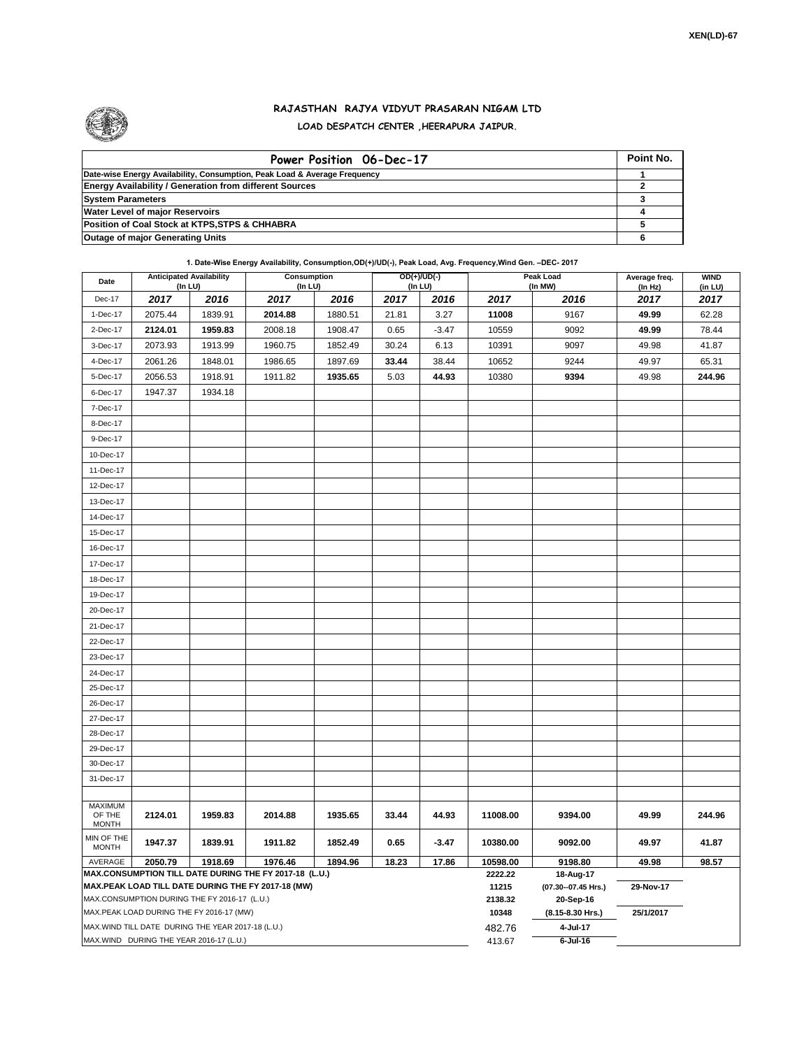XEN(LD)-67

# RAJASTHAN RAJYA VIDYUT PRASARAN NIGAM LTD

## LOAD DESPATCH CENTER ,HEERAPURA JAIPUR.

| Power Position 06-Dec-17 | Point No. |
|---|---|
| Date-wise Energy Availability, Consumption, Peak Load & Average Frequency | 1 |
| Energy Availability / Generation from different Sources | 2 |
| System Parameters | 3 |
| Water Level of major Reservoirs | 4 |
| Position of Coal Stock at KTPS,STPS & CHHABRA | 5 |
| Outage of major Generating Units | 6 |

**1. Date-Wise Energy Availability, Consumption,OD(+)/UD(-), Peak Load, Avg. Frequency,Wind Gen. –DEC- 2017**

| Date | Anticipated Availability (In LU) | | Consumption (In LU) | | OD(+)/UD(-) (In LU) | | Peak Load (In MW) | | Average freq. (In Hz) | WIND (in LU) |
|---|---|---|---|---|---|---|---|---|---|---|
| Dec-17 | 2017 | 2016 | 2017 | 2016 | 2017 | 2016 | 2017 | 2016 | 2017 | 2017 |
| 1-Dec-17 | 2075.44 | 1839.91 | **2014.88** | 1880.51 | 21.81 | 3.27 | **11008** | 9167 | **49.99** | 62.28 |
| 2-Dec-17 | **2124.01** | **1959.83** | 2008.18 | 1908.47 | 0.65 | -3.47 | 10559 | 9092 | **49.99** | 78.44 |
| 3-Dec-17 | 2073.93 | 1913.99 | 1960.75 | 1852.49 | 30.24 | 6.13 | 10391 | 9097 | 49.98 | 41.87 |
| 4-Dec-17 | 2061.26 | 1848.01 | 1986.65 | 1897.69 | **33.44** | 38.44 | 10652 | 9244 | 49.97 | 65.31 |
| 5-Dec-17 | 2056.53 | 1918.91 | 1911.82 | **1935.65** | 5.03 | **44.93** | 10380 | **9394** | 49.98 | **244.96** |
| 6-Dec-17 | 1947.37 | 1934.18 | | | | | | | | |
| 7-Dec-17 | | | | | | | | | | |
| 8-Dec-17 | | | | | | | | | | |
| 9-Dec-17 | | | | | | | | | | |
| 10-Dec-17 | | | | | | | | | | |
| 11-Dec-17 | | | | | | | | | | |
| 12-Dec-17 | | | | | | | | | | |
| 13-Dec-17 | | | | | | | | | | |
| 14-Dec-17 | | | | | | | | | | |
| 15-Dec-17 | | | | | | | | | | |
| 16-Dec-17 | | | | | | | | | | |
| 17-Dec-17 | | | | | | | | | | |
| 18-Dec-17 | | | | | | | | | | |
| 19-Dec-17 | | | | | | | | | | |
| 20-Dec-17 | | | | | | | | | | |
| 21-Dec-17 | | | | | | | | | | |
| 22-Dec-17 | | | | | | | | | | |
| 23-Dec-17 | | | | | | | | | | |
| 24-Dec-17 | | | | | | | | | | |
| 25-Dec-17 | | | | | | | | | | |
| 26-Dec-17 | | | | | | | | | | |
| 27-Dec-17 | | | | | | | | | | |
| 28-Dec-17 | | | | | | | | | | |
| 29-Dec-17 | | | | | | | | | | |
| 30-Dec-17 | | | | | | | | | | |
| 31-Dec-17 | | | | | | | | | | |
| MAXIMUM OF THE MONTH | 2124.01 | 1959.83 | 2014.88 | 1935.65 | 33.44 | 44.93 | 11008.00 | 9394.00 | 49.99 | 244.96 |
| MIN OF THE MONTH | 1947.37 | 1839.91 | 1911.82 | 1852.49 | 0.65 | -3.47 | 10380.00 | 9092.00 | 49.97 | 41.87 |
| AVERAGE | 2050.79 | 1918.69 | 1976.46 | 1894.96 | 18.23 | 17.86 | 10598.00 | 9198.80 | 49.98 | 98.57 |
| MAX.CONSUMPTION TILL DATE DURING THE FY 2017-18 (L.U.) | | | | | | | 2222.22 | 18-Aug-17 | | |
| MAX.PEAK LOAD TILL DATE DURING THE FY 2017-18 (MW) | | | | | | | 11215 | (07.30--07.45 Hrs.) | 29-Nov-17 | |
| MAX.CONSUMPTION DURING THE FY 2016-17 (L.U.) | | | | | | | 2138.32 | 20-Sep-16 | | |
| MAX.PEAK LOAD DURING THE FY 2016-17 (MW) | | | | | | | 10348 | (8.15-8.30 Hrs.) | 25/1/2017 | |
| MAX.WIND TILL DATE DURING THE YEAR 2017-18 (L.U.) | | | | | | | 482.76 | 4-Jul-17 | | |
| MAX.WIND DURING THE YEAR 2016-17 (L.U.) | | | | | | | 413.67 | 6-Jul-16 | | |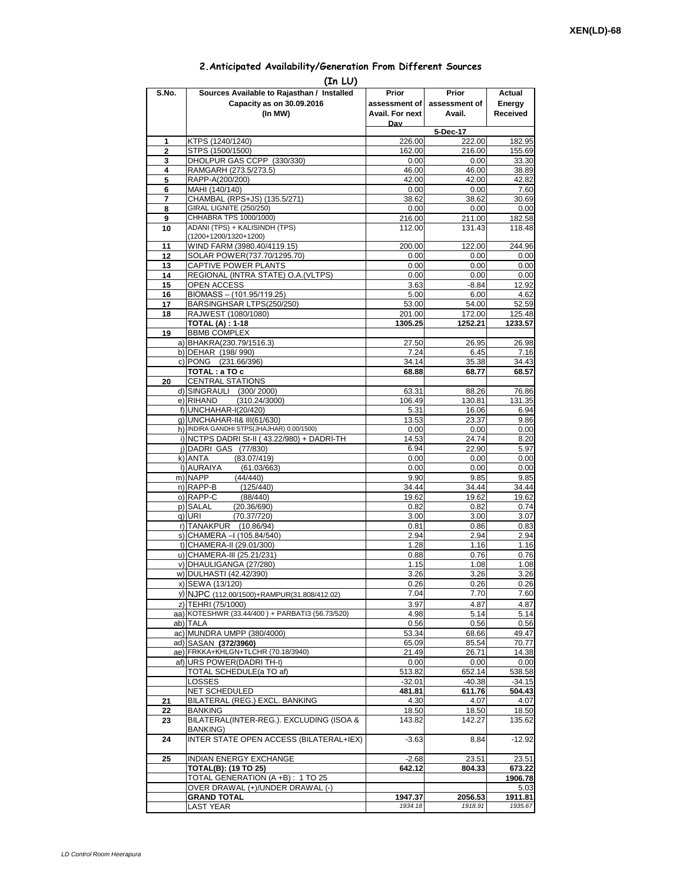XEN(LD)-68

## 2.Anticipated Availability/Generation From Different Sources

**(In LU)**

| S.No. | Sources Available to Rajasthan / Installed Capacity as on 30.09.2016 (In MW) | Prior assessment of Avail. For next Day | Prior assessment of Avail. | Actual Energy Received |
|---|---|---|---|---|
| | | | 5-Dec-17 | |
| 1 | KTPS (1240/1240) | 226.00 | 222.00 | 182.95 |
| 2 | STPS (1500/1500) | 162.00 | 216.00 | 155.69 |
| 3 | DHOLPUR GAS CCPP (330/330) | 0.00 | 0.00 | 33.30 |
| 4 | RAMGARH (273.5/273.5) | 46.00 | 46.00 | 38.89 |
| 5 | RAPP-A(200/200) | 42.00 | 42.00 | 42.82 |
| 6 | MAHI (140/140) | 0.00 | 0.00 | 7.60 |
| 7 | CHAMBAL (RPS+JS) (135.5/271) | 38.62 | 38.62 | 30.69 |
| 8 | GIRAL LIGNITE (250/250) | 0.00 | 0.00 | 0.00 |
| 9 | CHHABRA TPS 1000/1000) | 216.00 | 211.00 | 182.58 |
| 10 | ADANI (TPS) + KALISINDH (TPS) (1200+1200/1320+1200) | 112.00 | 131.43 | 118.48 |
| 11 | WIND FARM (3980.40/4119.15) | 200.00 | 122.00 | 244.96 |
| 12 | SOLAR POWER(737.70/1295.70) | 0.00 | 0.00 | 0.00 |
| 13 | CAPTIVE POWER PLANTS | 0.00 | 0.00 | 0.00 |
| 14 | REGIONAL (INTRA STATE) O.A.(VLTPS) | 0.00 | 0.00 | 0.00 |
| 15 | OPEN ACCESS | 3.63 | -8.84 | 12.92 |
| 16 | BIOMASS – (101.95/119.25) | 5.00 | 6.00 | 4.62 |
| 17 | BARSINGHSAR LTPS(250/250) | 53.00 | 54.00 | 52.59 |
| 18 | RAJWEST (1080/1080) | 201.00 | 172.00 | 125.48 |
| | **TOTAL (A) : 1-18** | **1305.25** | **1252.21** | **1233.57** |
| 19 | BBMB COMPLEX | | | |
| | a) BHAKRA(230.79/1516.3) | 27.50 | 26.95 | 26.98 |
| | b) DEHAR (198/ 990) | 7.24 | 6.45 | 7.16 |
| | c) PONG (231.66/396) | 34.14 | 35.38 | 34.43 |
| | **TOTAL : a TO c** | **68.88** | **68.77** | **68.57** |
| 20 | CENTRAL STATIONS | | | |
| | d) SINGRAULI (300/ 2000) | 63.31 | 88.26 | 76.86 |
| | e) RIHAND (310.24/3000) | 106.49 | 130.81 | 131.35 |
| | f) UNCHAHAR-I(20/420) | 5.31 | 16.06 | 6.94 |
| | g) UNCHAHAR-II& III(61/630) | 13.53 | 23.37 | 9.86 |
| | h) INDIRA GANDHI STPS(JHAJHAR) 0.00/1500) | 0.00 | 0.00 | 0.00 |
| | i) NCTPS DADRI St-II ( 43.22/980) + DADRI-TH | 14.53 | 24.74 | 8.20 |
| | j) DADRI GAS (77/830) | 6.94 | 22.90 | 5.97 |
| | k) ANTA (83.07/419) | 0.00 | 0.00 | 0.00 |
| | l) AURAIYA (61.03/663) | 0.00 | 0.00 | 0.00 |
| | m) NAPP (44/440) | 9.90 | 9.85 | 9.85 |
| | n) RAPP-B (125/440) | 34.44 | 34.44 | 34.44 |
| | o) RAPP-C (88/440) | 19.62 | 19.62 | 19.62 |
| | p) SALAL (20.36/690) | 0.82 | 0.82 | 0.74 |
| | q) URI (70.37/720) | 3.00 | 3.00 | 3.07 |
| | r) TANAKPUR (10.86/94) | 0.81 | 0.86 | 0.83 |
| | s) CHAMERA –I (105.84/540) | 2.94 | 2.94 | 2.94 |
| | t) CHAMERA-II (29.01/300) | 1.28 | 1.16 | 1.16 |
| | u) CHAMERA-III (25.21/231) | 0.88 | 0.76 | 0.76 |
| | v) DHAULIGANGA (27/280) | 1.15 | 1.08 | 1.08 |
| | w) DULHASTI (42.42/390) | 3.26 | 3.26 | 3.26 |
| | x) SEWA (13/120) | 0.26 | 0.26 | 0.26 |
| | y) NJPC (112.00/1500)+RAMPUR(31.808/412.02) | 7.04 | 7.70 | 7.60 |
| | z) TEHRI (75/1000) | 3.97 | 4.87 | 4.87 |
| | aa) KOTESHWR (33.44/400 ) + PARBATI3 (56.73/520) | 4.98 | 5.14 | 5.14 |
| | ab) TALA | 0.56 | 0.56 | 0.56 |
| | ac) MUNDRA UMPP (380/4000) | 53.34 | 68.66 | 49.47 |
| | ad) SASAN **(372/3960)** | 65.09 | 85.54 | 70.77 |
| | ae) FRKKA+KHLGN+TLCHR (70.18/3940) | 21.49 | 26.71 | 14.38 |
| | af) URS POWER(DADRI TH-I) | 0.00 | 0.00 | 0.00 |
| | TOTAL SCHEDULE(a TO af) | 513.82 | 652.14 | 538.58 |
| | LOSSES | -32.01 | -40.38 | -34.15 |
| | NET SCHEDULED | 481.81 | 611.76 | 504.43 |
| 21 | BILATERAL (REG.) EXCL. BANKING | 4.30 | 4.07 | 4.07 |
| 22 | BANKING | 18.50 | 18.50 | 18.50 |
| 23 | BILATERAL(INTER-REG.). EXCLUDING (ISOA & BANKING) | 143.82 | 142.27 | 135.62 |
| 24 | INTER STATE OPEN ACCESS (BILATERAL+IEX) | -3.63 | 8.84 | -12.92 |
| 25 | INDIAN ENERGY EXCHANGE | -2.68 | 23.51 | 23.51 |
| | **TOTAL(B): (19 TO 25)** | **642.12** | **804.33** | **673.22** |
| | TOTAL GENERATION (A +B) : 1 TO 25 | | | **1906.78** |
| | OVER DRAWAL (+)/UNDER DRAWAL (-) | | | 5.03 |
| | **GRAND TOTAL** | **1947.37** | **2056.53** | **1911.81** |
| | LAST YEAR | *1934.18* | *1918.91* | *1935.67* |

*LD Control Room Heerapura*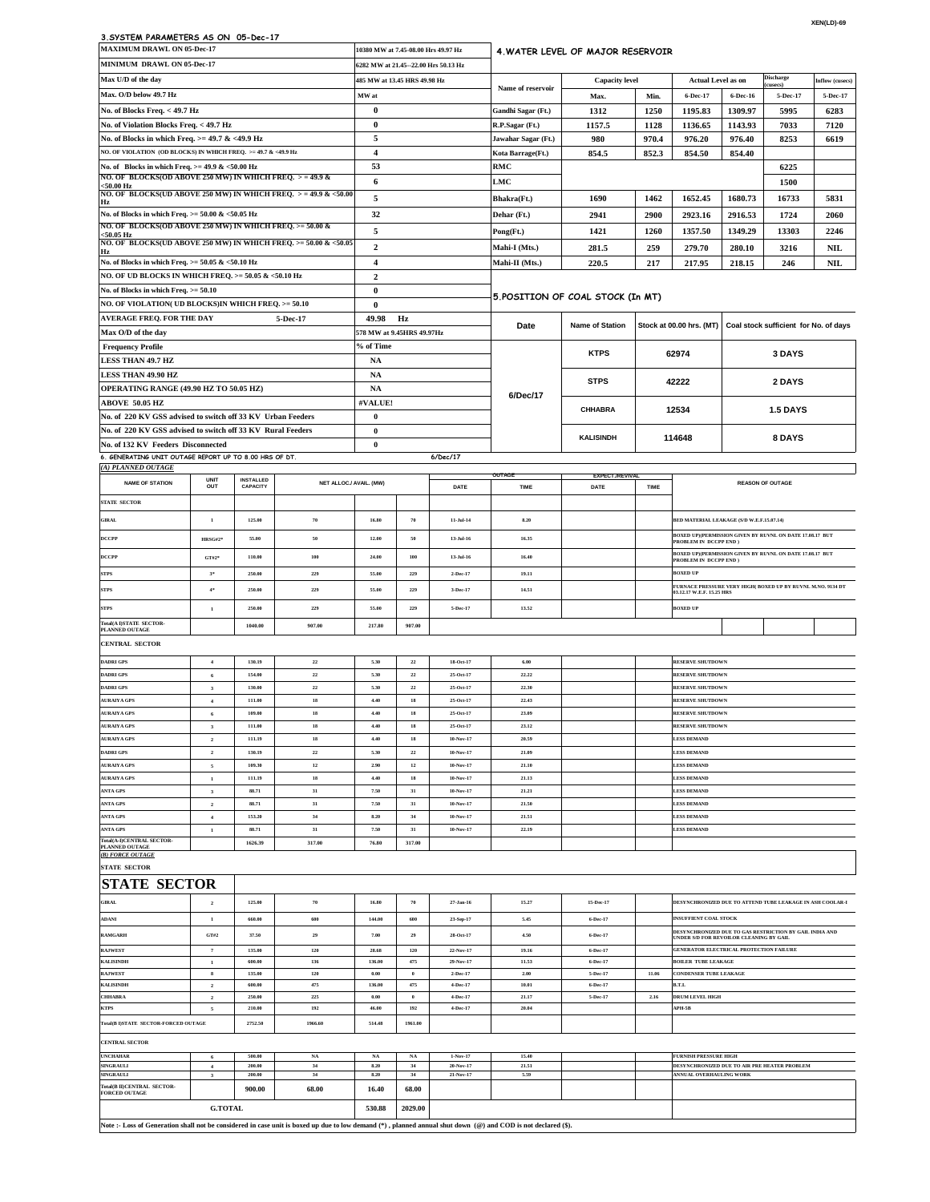XEN(LD)-69

## 3. SYSTEM PARAMETERS AS ON 05-Dec-17

| | | |
|---|---|---|
| MAXIMUM DRAWL ON 05-Dec-17 | | 10380 MW at 7.45-08.00 Hrs 49.97 Hz |
| MINIMUM DRAWL ON 05-Dec-17 | | 6282 MW at 21.45--22.00 Hrs 50.13 Hz |
| Max U/D of the day | | 485 MW at 13.45 HRS 49.98 Hz |
| Max. O/D below 49.7 Hz | | MW at |
| No. of Blocks Freq. < 49.7 Hz | | 0 |
| No. of Violation Blocks Freq. < 49.7 Hz | | 0 |
| No. of Blocks in which Freq. >= 49.7 & <49.9 Hz | | 5 |
| NO. OF VIOLATION (OD BLOCKS) IN WHICH FREQ. >= 49.7 & <49.9 Hz | | 4 |
| No. of Blocks in which Freq. >= 49.9 & <50.00 Hz | | 53 |
| NO. OF BLOCKS(OD ABOVE 250 MW) IN WHICH FREQ. >= 49.9 & <50.00 Hz | | 6 |
| NO. OF BLOCKS(UD ABOVE 250 MW) IN WHICH FREQ. >= 49.9 & <50.00 Hz | | 5 |
| No. of Blocks in which Freq. >= 50.00 & <50.05 Hz | | 32 |
| NO. OF BLOCKS(OD ABOVE 250 MW) IN WHICH FREQ. >= 50.00 & <50.05 Hz | | 5 |
| NO. OF BLOCKS(UD ABOVE 250 MW) IN WHICH FREQ. >= 50.00 & <50.05 Hz | | 2 |
| No. of Blocks in which Freq. >= 50.05 & <50.10 Hz | | 4 |
| NO. OF UD BLOCKS IN WHICH FREQ. >= 50.05 & <50.10 Hz | | 2 |
| No. of Blocks in which Freq. >= 50.10 | | 0 |
| NO. OF VIOLATION( UD BLOCKS)IN WHICH FREQ. >= 50.10 | | 0 |
| AVERAGE FREQ. FOR THE DAY | 5-Dec-17 | 49.98 Hz |
| Max O/D of the day | | 578 MW at 9.45HRS 49.97Hz |
| Frequency Profile | | % of Time |
| LESS THAN 49.7 HZ | | NA |
| LESS THAN 49.90 HZ | | NA |
| OPERATING RANGE (49.90 HZ TO 50.05 HZ) | | NA |
| ABOVE 50.05 HZ | | #VALUE! |
| No. of 220 KV GSS advised to switch off 33 KV Urban Feeders | | 0 |
| No. of 220 KV GSS advised to switch off 33 KV Rural Feeders | | 0 |
| No. of 132 KV Feeders Disconnected | | 0 |

## 4. WATER LEVEL OF MAJOR RESERVOIR

| Name of reservoir | Capacity level | | Actual Level as on | | Discharge (cusecs) | Inflow (cusecs) |
|---|---|---|---|---|---|---|
| | Max. | Min. | 6-Dec-17 | 6-Dec-16 | 5-Dec-17 | 5-Dec-17 |
| Gandhi Sagar (Ft.) | 1312 | 1250 | 1195.83 | 1309.97 | 5995 | 6283 |
| R.P.Sagar (Ft.) | 1157.5 | 1128 | 1136.65 | 1143.93 | 7033 | 7120 |
| Jawahar Sagar (Ft.) | 980 | 970.4 | 976.20 | 976.40 | 8253 | 6619 |
| Kota Barrage(Ft.) | 854.5 | 852.3 | 854.50 | 854.40 | | |
| RMC | | | | | 6225 | |
| LMC | | | | | 1500 | |
| Bhakra(Ft.) | 1690 | 1462 | 1652.45 | 1680.73 | 16733 | 5831 |
| Dehar (Ft.) | 2941 | 2900 | 2923.16 | 2916.53 | 1724 | 2060 |
| Pong(Ft.) | 1421 | 1260 | 1357.50 | 1349.29 | 13303 | 2246 |
| Mahi-I (Mts.) | 281.5 | 259 | 279.70 | 280.10 | 3216 | NIL |
| Mahi-II (Mts.) | 220.5 | 217 | 217.95 | 218.15 | 246 | NIL |

## 5. POSITION OF COAL STOCK (In MT)

| Date | Name of Station | Stock at 00.00 hrs. (MT) | Coal stock sufficient for No. of days |
|---|---|---|---|
| 6/Dec/17 | KTPS | 62974 | 3 DAYS |
| | STPS | 42222 | 2 DAYS |
| | CHHABRA | 12534 | 1.5 DAYS |
| | KALISINDH | 114648 | 8 DAYS |

## 6. GENERATING UNIT OUTAGE REPORT UP TO 8.00 HRS OF DT. 6/Dec/17

### (A) PLANNED OUTAGE

| NAME OF STATION | UNIT OUT | INSTALLED CAPACITY | NET ALLOC./ AVAIL. (MW) | | | OUTAGE DATE | OUTAGE TIME | EXPECT./REVIVAL DATE | EXPECT./REVIVAL TIME | REASON OF OUTAGE |
|---|---|---|---|---|---|---|---|---|---|---|
| STATE SECTOR | | | | | | | | | | |
| GIRAL | 1 | 125.00 | 70 | 16.80 | 70 | 11-Jul-14 | 8.20 | | | BED MATERIAL LEAKAGE (S/D W.E.F.15.07.14) |
| DCCPP | HRSG#2* | 55.00 | 50 | 12.00 | 50 | 13-Jul-16 | 16.35 | | | BOXED UP)(PERMISSION GIVEN BY RUVNL ON DATE 17.08.17 BUT PROBLEM IN DCCPP END ) |
| DCCPP | GT#2* | 110.00 | 100 | 24.00 | 100 | 13-Jul-16 | 16.40 | | | BOXED UP)(PERMISSION GIVEN BY RUVNL ON DATE 17.08.17 BUT PROBLEM IN DCCPP END ) |
| STPS | 3* | 250.00 | 229 | 55.00 | 229 | 2-Dec-17 | 19.11 | | | BOXED UP |
| STPS | 4* | 250.00 | 229 | 55.00 | 229 | 3-Dec-17 | 14.51 | | | FURNACE PRESSURE VERY HIGH( BOXED UP BY RUVNL M.NO. 9134 DT 03.12.17 W.E.F. 15.25 HRS |
| STPS | 1 | 250.00 | 229 | 55.00 | 229 | 5-Dec-17 | 13.52 | | | BOXED UP |
| Total(A I)STATE SECTOR-PLANNED OUTAGE | | 1040.00 | 907.00 | 217.80 | 907.00 | | | | | |
| CENTRAL SECTOR | | | | | | | | | | |
| DADRI GPS | 4 | 130.19 | 22 | 5.30 | 22 | 18-Oct-17 | 6.00 | | | RESERVE SHUTDOWN |
| DADRI GPS | 6 | 154.00 | 22 | 5.30 | 22 | 25-Oct-17 | 22.22 | | | RESERVE SHUTDOWN |
| DADRI GPS | 3 | 130.00 | 22 | 5.30 | 22 | 25-Oct-17 | 22.30 | | | RESERVE SHUTDOWN |
| AURAIYA GPS | 4 | 111.00 | 18 | 4.40 | 18 | 25-Oct-17 | 22.43 | | | RESERVE SHUTDOWN |
| AURAIYA GPS | 6 | 109.00 | 18 | 4.40 | 18 | 25-Oct-17 | 23.09 | | | RESERVE SHUTDOWN |
| AURAIYA GPS | 3 | 111.00 | 18 | 4.40 | 18 | 25-Oct-17 | 23.12 | | | RESERVE SHUTDOWN |
| AURAIYA GPS | 2 | 111.19 | 18 | 4.40 | 18 | 10-Nov-17 | 20.59 | | | LESS DEMAND |
| DADRI GPS | 2 | 130.19 | 22 | 5.30 | 22 | 10-Nov-17 | 21.09 | | | LESS DEMAND |
| AURAIYA GPS | 5 | 109.30 | 12 | 2.90 | 12 | 10-Nov-17 | 21.10 | | | LESS DEMAND |
| AURAIYA GPS | 1 | 111.19 | 18 | 4.40 | 18 | 10-Nov-17 | 21.13 | | | LESS DEMAND |
| ANTA GPS | 3 | 88.71 | 31 | 7.50 | 31 | 10-Nov-17 | 21.21 | | | LESS DEMAND |
| ANTA GPS | 2 | 88.71 | 31 | 7.50 | 31 | 10-Nov-17 | 21.50 | | | LESS DEMAND |
| ANTA GPS | 4 | 153.20 | 34 | 8.20 | 34 | 10-Nov-17 | 21.51 | | | LESS DEMAND |
| ANTA GPS | 1 | 88.71 | 31 | 7.50 | 31 | 10-Nov-17 | 22.19 | | | LESS DEMAND |
| Total(A-I)CENTRAL SECTOR-PLANNED OUTAGE | | 1626.39 | 317.00 | 76.80 | 317.00 | | | | | |

### (B) FORCE OUTAGE

| NAME OF STATION | UNIT OUT | INSTALLED CAPACITY | NET ALLOC./ AVAIL. (MW) | | | OUTAGE DATE | OUTAGE TIME | EXPECT./REVIVAL DATE | EXPECT./REVIVAL TIME | REASON OF OUTAGE |
|---|---|---|---|---|---|---|---|---|---|---|
| STATE SECTOR | | | | | | | | | | |
| GIRAL | 2 | 125.00 | 70 | 16.80 | 70 | 27-Jan-16 | 15.27 | 15-Dec-17 | | DESYNCHRONIZED DUE TO ATTEND TUBE LEAKAGE IN ASH COOLAR-I |
| ADANI | 1 | 660.00 | 600 | 144.00 | 600 | 23-Sep-17 | 5.45 | 6-Dec-17 | | INSUFFIENT COAL STOCK |
| RAMGARH | GT#2 | 37.50 | 29 | 7.00 | 29 | 28-Oct-17 | 4.50 | 6-Dec-17 | | DESYNCHRONIZED DUE TO GAS RESTRICTION BY GAIL INDIA AND UNDER S/D FOR REVOILOR CLEANING BY GAIL |
| RAJWEST | 7 | 135.00 | 120 | 28.60 | 120 | 22-Nov-17 | 19.16 | 6-Dec-17 | | GENERATOR ELECTRICAL PROTECTION FAILURE |
| KALISINDH | 1 | 600.00 | 136 | 136.00 | 475 | 29-Nov-17 | 11.53 | 6-Dec-17 | | BOILER TUBE LEAKAGE |
| RAJWEST | 8 | 135.00 | 120 | 0.00 | 0 | 2-Dec-17 | 2.00 | 5-Dec-17 | 11.06 | CONDENSER TUBE LEAKAGE |
| KALISINDH | 2 | 600.00 | 475 | 136.00 | 475 | 4-Dec-17 | 10.01 | 6-Dec-17 | | B.T.L |
| CHHABRA | 2 | 250.00 | 225 | 0.00 | 0 | 4-Dec-17 | 21.17 | 5-Dec-17 | 2.16 | DRUM LEVEL HIGH |
| KTPS | 5 | 210.00 | 192 | 46.00 | 192 | 4-Dec-17 | 20.04 | | | APH-5B |
| Total(B I)STATE SECTOR-FORCED OUTAGE | | 2752.50 | 1966.60 | 514.40 | 1961.00 | | | | | |
| CENTRAL SECTOR | | | | | | | | | | |
| UNCHAHAR | 6 | 500.00 | NA | NA | NA | 1-Nov-17 | 15.40 | | | FURNISH PRESSURE HIGH |
| SINGRAULI | 4 | 200.00 | 34 | 8.20 | 34 | 20-Nov-17 | 21.51 | | | DESYNCHRONIZED DUE TO AIR PRE HEATER PROBLEM |
| SINGRAULI | 3 | 200.00 | 34 | 8.20 | 34 | 21-Nov-17 | 5.59 | | | ANNUAL OVERHAULING WORK |
| Total(B II)CENTRAL SECTOR-FORCED OUTAGE | | 900.00 | 68.00 | 16.40 | 68.00 | | | | | |
| G.TOTAL | | | | 530.88 | 2029.00 | | | | | |

Note :- Loss of Generation shall not be considered in case unit is boxed up due to low demand (*) , planned annual shut down (@) and COD is not declared ($).